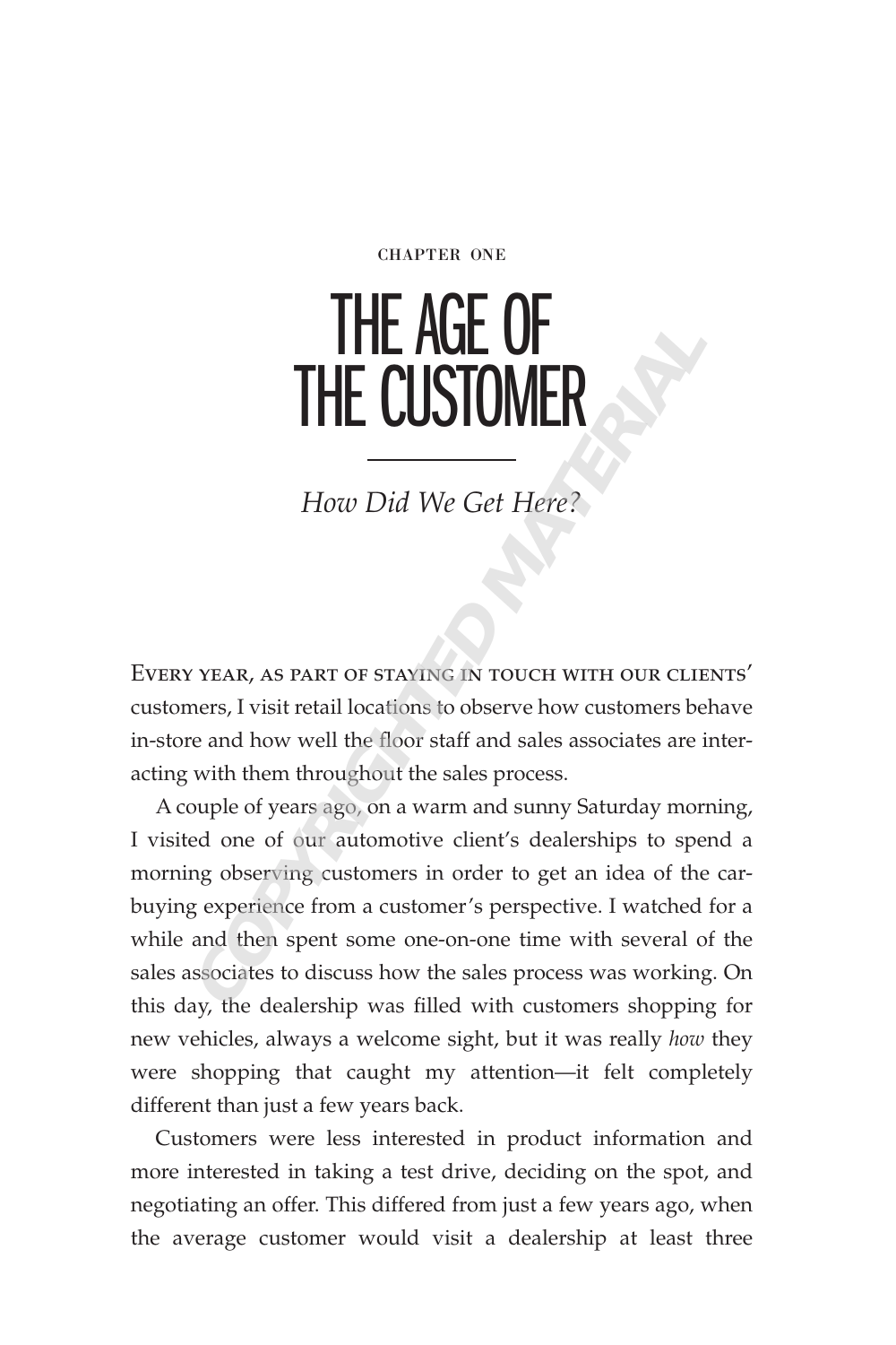CHAPTER ONE

# THE AGE OF THE CUSTOMER

*How Did We Get Here?*

EVERY YEAR, AS PART OF STAYING IN TOUCH WITH OUR CLIENTS' customers, I visit retail locations to observe how customers behave in-store and how well the floor staff and sales associates are interacting with them throughout the sales process.

A couple of years ago, on a warm and sunny Saturday morning, I visited one of our automotive client's dealerships to spend a morning observing customers in order to get an idea of the car-buying experience from a customer's perspective. I watched for a while and then spent some one-on-one time with several of the sales associates to discuss how the sales process was working. On this day, the dealership was filled with customers shopping for new vehicles, always a welcome sight, but it was really *how* they were shopping that caught my attention—it felt completely different than just a few years back.

Customers were less interested in product information and more interested in taking a test drive, deciding on the spot, and negotiating an offer. This differed from just a few years ago, when the average customer would visit a dealership at least three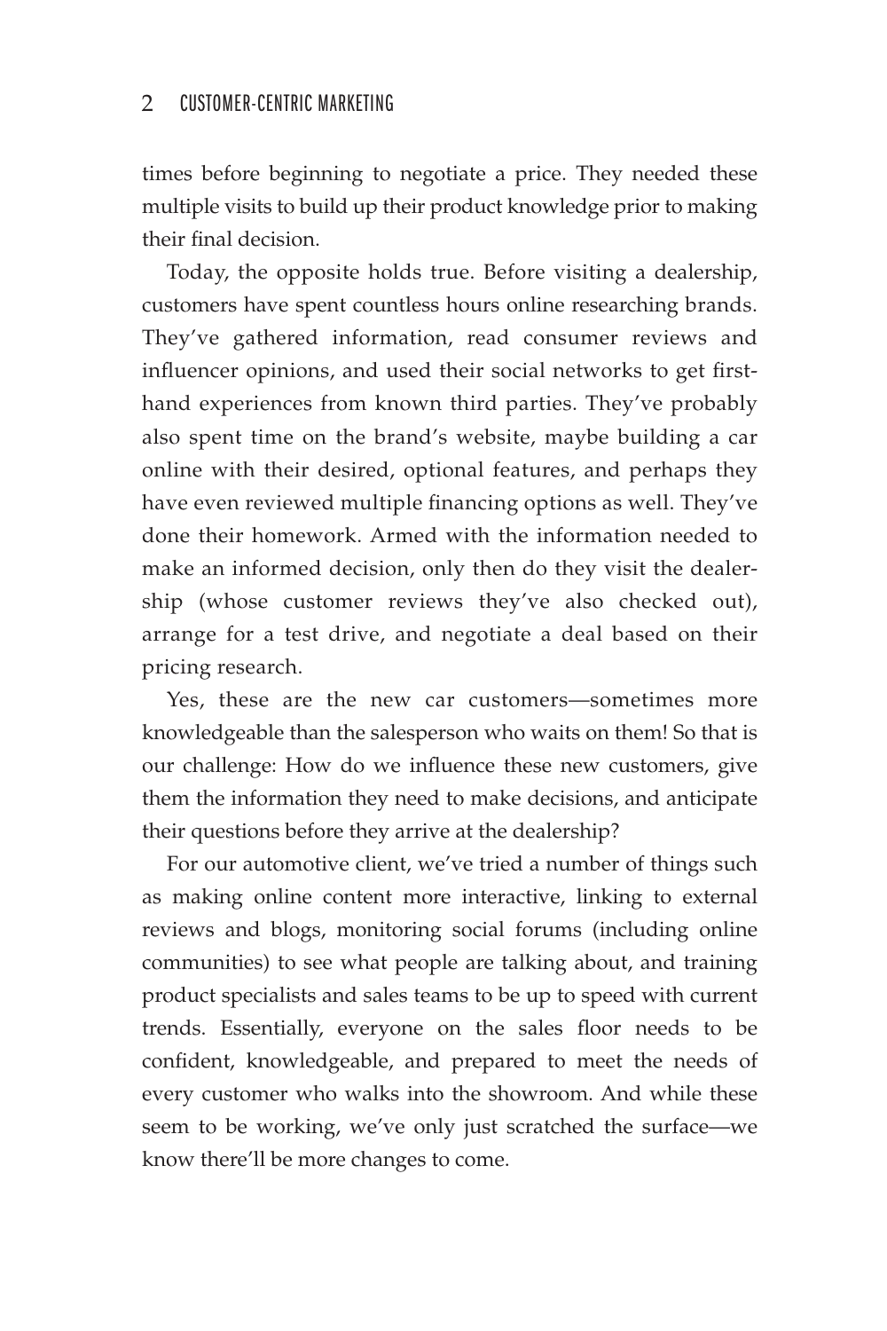times before beginning to negotiate a price. They needed these multiple visits to build up their product knowledge prior to making their final decision.

Today, the opposite holds true. Before visiting a dealership, customers have spent countless hours online researching brands. They've gathered information, read consumer reviews and influencer opinions, and used their social networks to get first-hand experiences from known third parties. They've probably also spent time on the brand's website, maybe building a car online with their desired, optional features, and perhaps they have even reviewed multiple financing options as well. They've done their homework. Armed with the information needed to make an informed decision, only then do they visit the dealership (whose customer reviews they've also checked out), arrange for a test drive, and negotiate a deal based on their pricing research.

Yes, these are the new car customers—sometimes more knowledgeable than the salesperson who waits on them! So that is our challenge: How do we influence these new customers, give them the information they need to make decisions, and anticipate their questions before they arrive at the dealership?

For our automotive client, we've tried a number of things such as making online content more interactive, linking to external reviews and blogs, monitoring social forums (including online communities) to see what people are talking about, and training product specialists and sales teams to be up to speed with current trends. Essentially, everyone on the sales floor needs to be confident, knowledgeable, and prepared to meet the needs of every customer who walks into the showroom. And while these seem to be working, we've only just scratched the surface—we know there'll be more changes to come.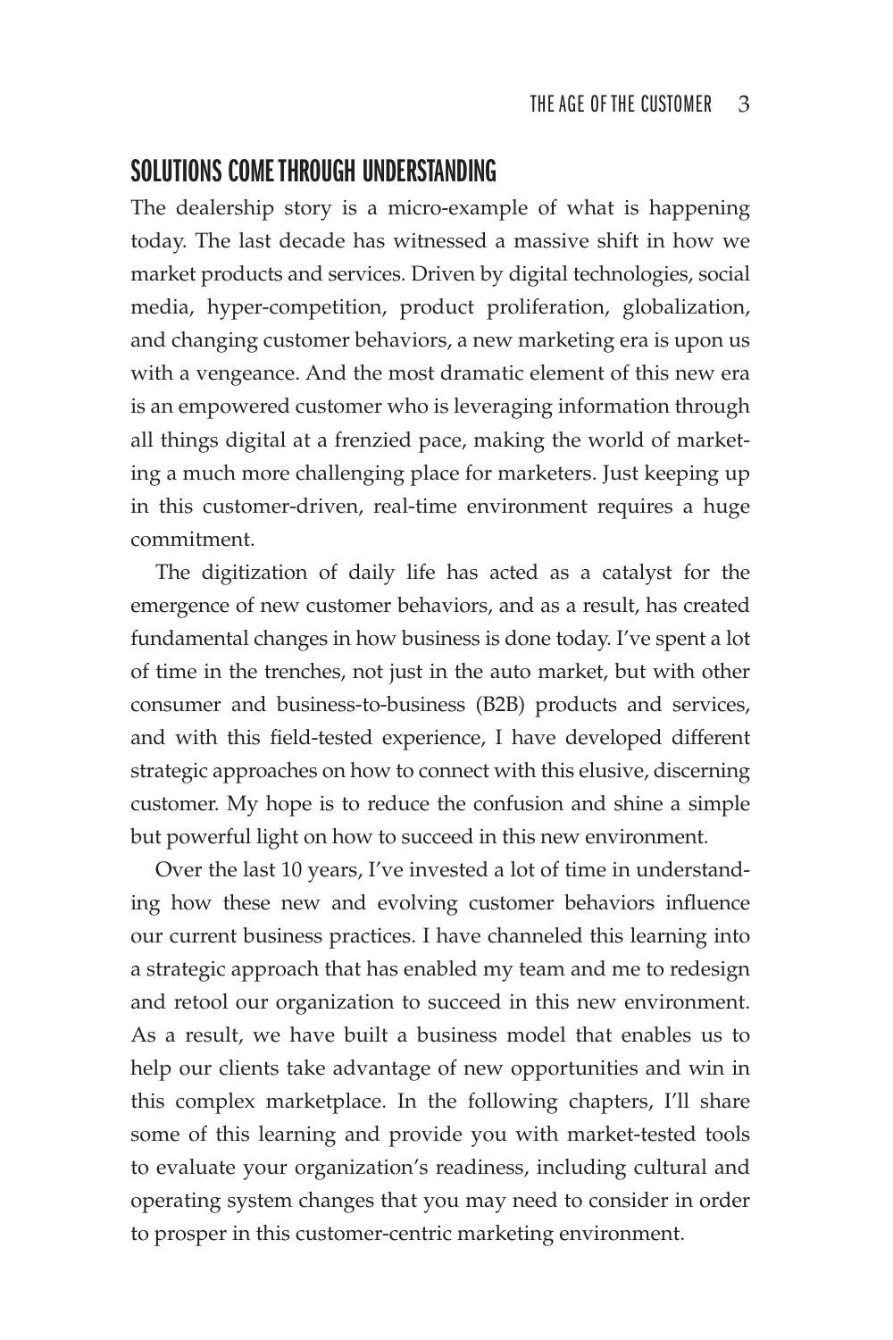## SOLUTIONS COME THROUGH UNDERSTANDING

The dealership story is a micro-example of what is happening today. The last decade has witnessed a massive shift in how we market products and services. Driven by digital technologies, social media, hyper-competition, product proliferation, globalization, and changing customer behaviors, a new marketing era is upon us with a vengeance. And the most dramatic element of this new era is an empowered customer who is leveraging information through all things digital at a frenzied pace, making the world of marketing a much more challenging place for marketers. Just keeping up in this customer-driven, real-time environment requires a huge commitment.

The digitization of daily life has acted as a catalyst for the emergence of new customer behaviors, and as a result, has created fundamental changes in how business is done today. I've spent a lot of time in the trenches, not just in the auto market, but with other consumer and business-to-business (B2B) products and services, and with this field-tested experience, I have developed different strategic approaches on how to connect with this elusive, discerning customer. My hope is to reduce the confusion and shine a simple but powerful light on how to succeed in this new environment.

Over the last 10 years, I've invested a lot of time in understanding how these new and evolving customer behaviors influence our current business practices. I have channeled this learning into a strategic approach that has enabled my team and me to redesign and retool our organization to succeed in this new environment. As a result, we have built a business model that enables us to help our clients take advantage of new opportunities and win in this complex marketplace. In the following chapters, I'll share some of this learning and provide you with market-tested tools to evaluate your organization's readiness, including cultural and operating system changes that you may need to consider in order to prosper in this customer-centric marketing environment.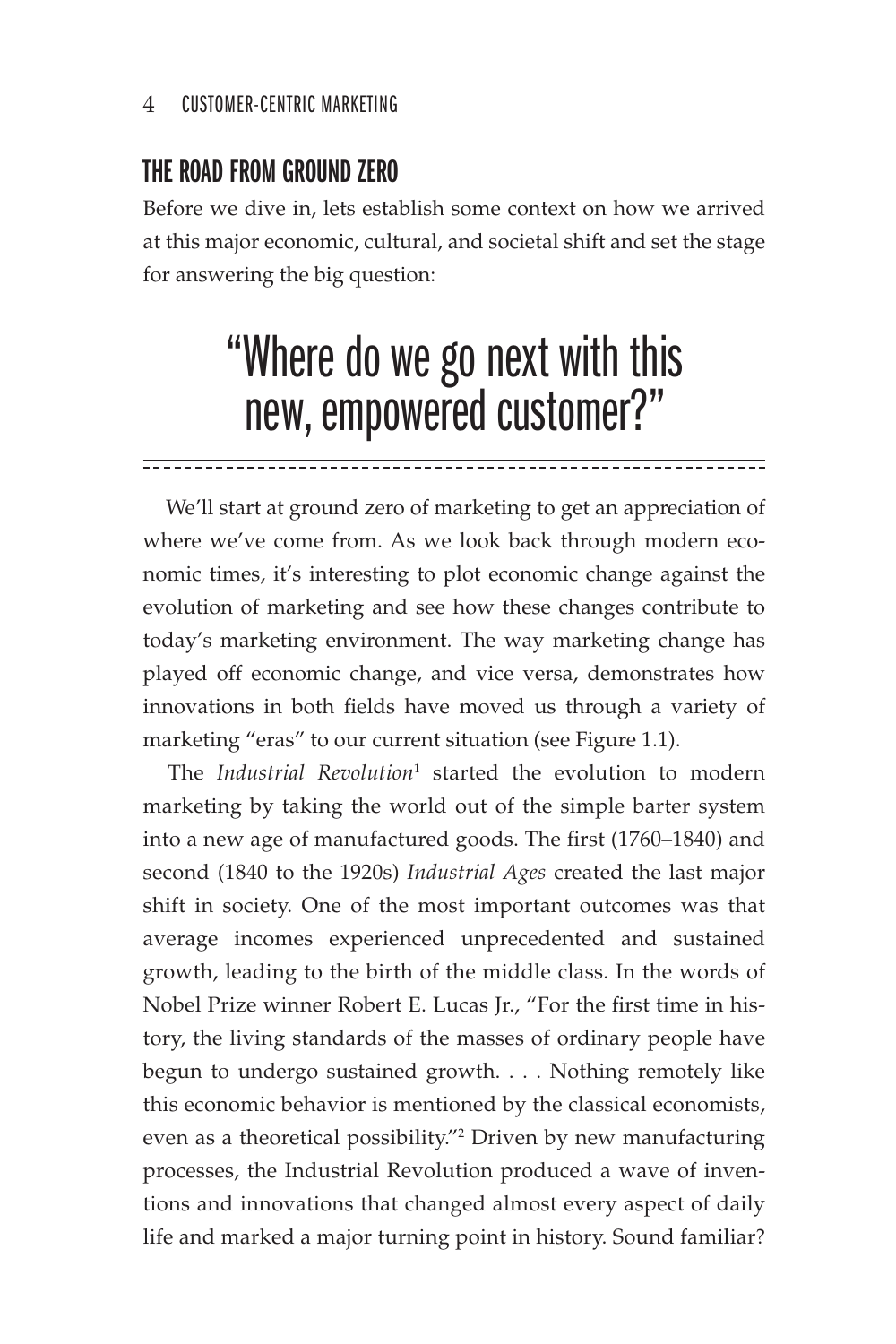## THE ROAD FROM GROUND ZERO

Before we dive in, lets establish some context on how we arrived at this major economic, cultural, and societal shift and set the stage for answering the big question:

> "Where do we go next with this new, empowered customer?"

We'll start at ground zero of marketing to get an appreciation of where we've come from. As we look back through modern economic times, it's interesting to plot economic change against the evolution of marketing and see how these changes contribute to today's marketing environment. The way marketing change has played off economic change, and vice versa, demonstrates how innovations in both fields have moved us through a variety of marketing "eras" to our current situation (see Figure 1.1).

The *Industrial Revolution*[1] started the evolution to modern marketing by taking the world out of the simple barter system into a new age of manufactured goods. The first (1760–1840) and second (1840 to the 1920s) *Industrial Ages* created the last major shift in society. One of the most important outcomes was that average incomes experienced unprecedented and sustained growth, leading to the birth of the middle class. In the words of Nobel Prize winner Robert E. Lucas Jr., "For the first time in history, the living standards of the masses of ordinary people have begun to undergo sustained growth. . . . Nothing remotely like this economic behavior is mentioned by the classical economists, even as a theoretical possibility."[2] Driven by new manufacturing processes, the Industrial Revolution produced a wave of inventions and innovations that changed almost every aspect of daily life and marked a major turning point in history. Sound familiar?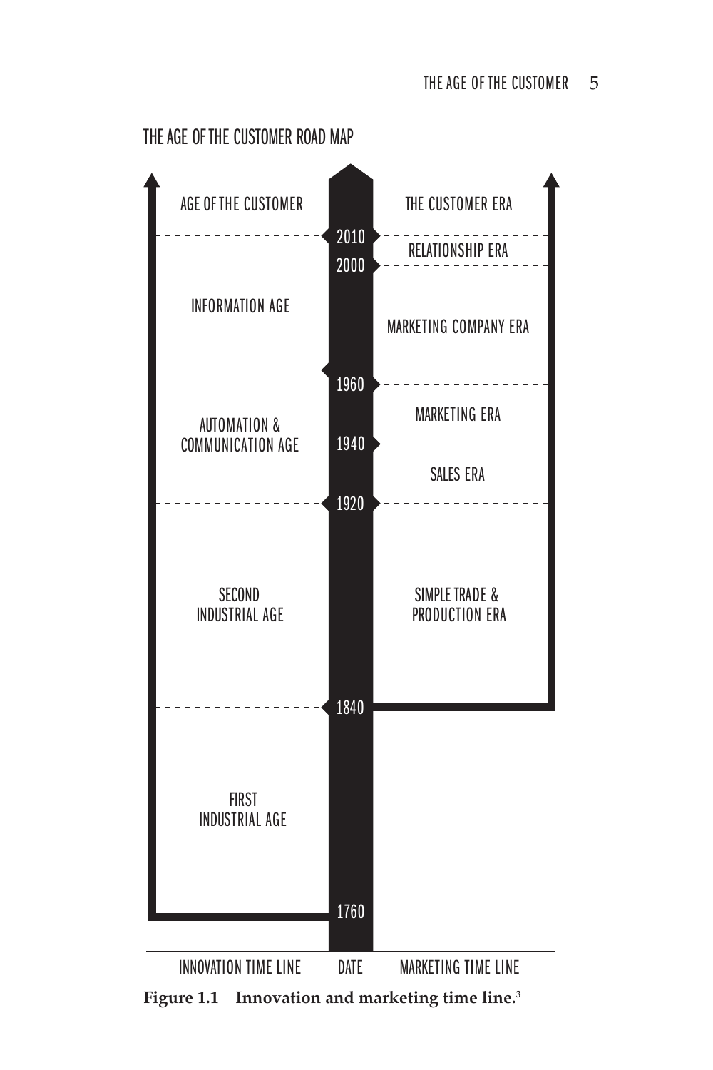THE AGE OF THE CUSTOMER ROAD MAP

| INNOVATION TIME LINE | DATE | MARKETING TIME LINE |
|---|---|---|
| AGE OF THE CUSTOMER | | THE CUSTOMER ERA |
| | 2010 | |
| INFORMATION AGE | | RELATIONSHIP ERA |
| | 2000 | |
| | | MARKETING COMPANY ERA |
| | 1960 | |
| AUTOMATION & COMMUNICATION AGE | | MARKETING ERA |
| | 1940 | |
| | | SALES ERA |
| | 1920 | |
| SECOND INDUSTRIAL AGE | | SIMPLE TRADE & PRODUCTION ERA |
| | 1840 | |
| FIRST INDUSTRIAL AGE | | |
| | 1760 | |

**Figure 1.1 Innovation and marketing time line.**[3]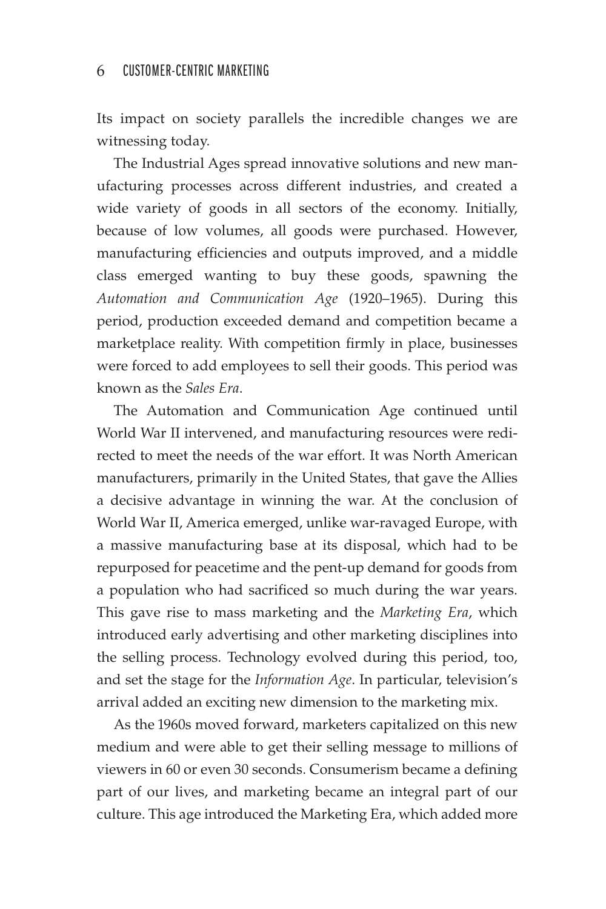Its impact on society parallels the incredible changes we are witnessing today.

The Industrial Ages spread innovative solutions and new manufacturing processes across different industries, and created a wide variety of goods in all sectors of the economy. Initially, because of low volumes, all goods were purchased. However, manufacturing efficiencies and outputs improved, and a middle class emerged wanting to buy these goods, spawning the *Automation and Communication Age* (1920–1965). During this period, production exceeded demand and competition became a marketplace reality. With competition firmly in place, businesses were forced to add employees to sell their goods. This period was known as the *Sales Era*.

The Automation and Communication Age continued until World War II intervened, and manufacturing resources were redirected to meet the needs of the war effort. It was North American manufacturers, primarily in the United States, that gave the Allies a decisive advantage in winning the war. At the conclusion of World War II, America emerged, unlike war-ravaged Europe, with a massive manufacturing base at its disposal, which had to be repurposed for peacetime and the pent-up demand for goods from a population who had sacrificed so much during the war years. This gave rise to mass marketing and the *Marketing Era*, which introduced early advertising and other marketing disciplines into the selling process. Technology evolved during this period, too, and set the stage for the *Information Age*. In particular, television's arrival added an exciting new dimension to the marketing mix.

As the 1960s moved forward, marketers capitalized on this new medium and were able to get their selling message to millions of viewers in 60 or even 30 seconds. Consumerism became a defining part of our lives, and marketing became an integral part of our culture. This age introduced the Marketing Era, which added more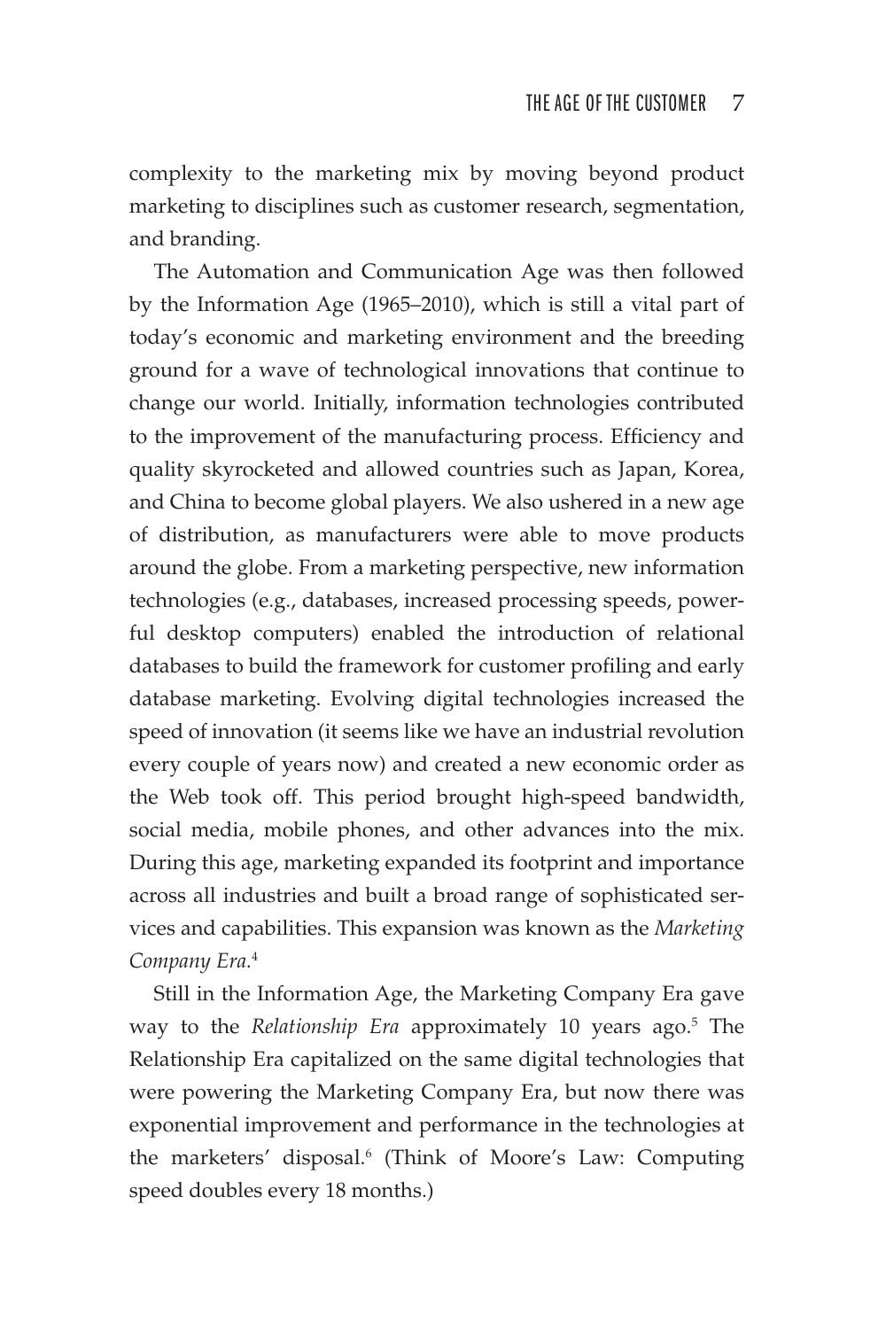complexity to the marketing mix by moving beyond product marketing to disciplines such as customer research, segmentation, and branding.

The Automation and Communication Age was then followed by the Information Age (1965–2010), which is still a vital part of today's economic and marketing environment and the breeding ground for a wave of technological innovations that continue to change our world. Initially, information technologies contributed to the improvement of the manufacturing process. Efficiency and quality skyrocketed and allowed countries such as Japan, Korea, and China to become global players. We also ushered in a new age of distribution, as manufacturers were able to move products around the globe. From a marketing perspective, new information technologies (e.g., databases, increased processing speeds, powerful desktop computers) enabled the introduction of relational databases to build the framework for customer profiling and early database marketing. Evolving digital technologies increased the speed of innovation (it seems like we have an industrial revolution every couple of years now) and created a new economic order as the Web took off. This period brought high-speed bandwidth, social media, mobile phones, and other advances into the mix. During this age, marketing expanded its footprint and importance across all industries and built a broad range of sophisticated services and capabilities. This expansion was known as the *Marketing Company Era*.[4]

Still in the Information Age, the Marketing Company Era gave way to the *Relationship Era* approximately 10 years ago.[5] The Relationship Era capitalized on the same digital technologies that were powering the Marketing Company Era, but now there was exponential improvement and performance in the technologies at the marketers' disposal.[6] (Think of Moore's Law: Computing speed doubles every 18 months.)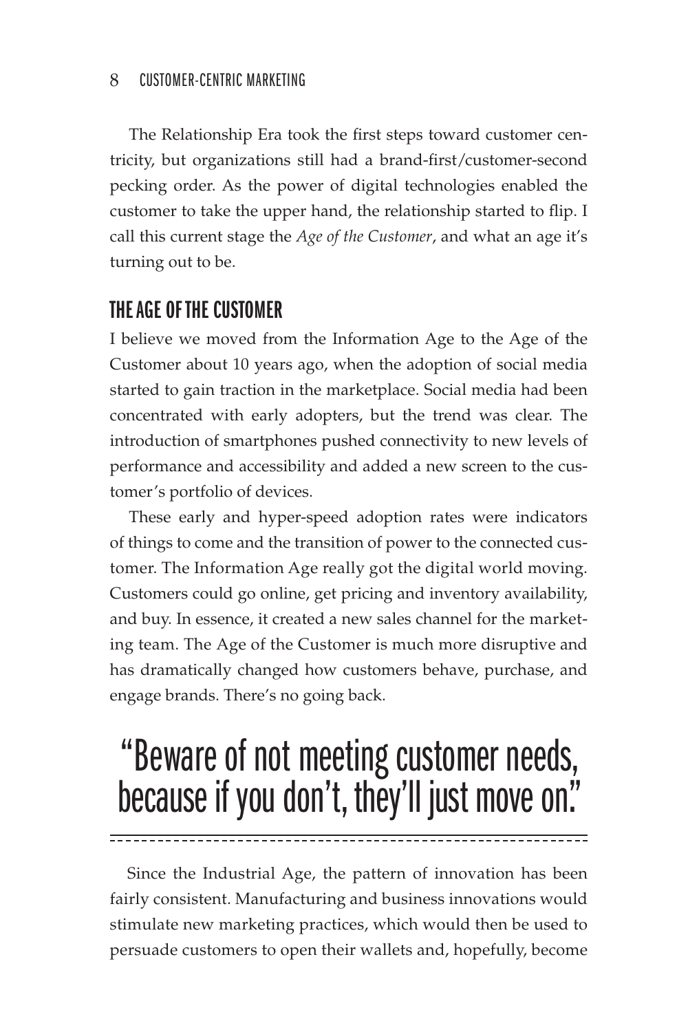The Relationship Era took the first steps toward customer centricity, but organizations still had a brand-first/customer-second pecking order. As the power of digital technologies enabled the customer to take the upper hand, the relationship started to flip. I call this current stage the *Age of the Customer*, and what an age it's turning out to be.

## THE AGE OF THE CUSTOMER

I believe we moved from the Information Age to the Age of the Customer about 10 years ago, when the adoption of social media started to gain traction in the marketplace. Social media had been concentrated with early adopters, but the trend was clear. The introduction of smartphones pushed connectivity to new levels of performance and accessibility and added a new screen to the customer's portfolio of devices.

These early and hyper-speed adoption rates were indicators of things to come and the transition of power to the connected customer. The Information Age really got the digital world moving. Customers could go online, get pricing and inventory availability, and buy. In essence, it created a new sales channel for the marketing team. The Age of the Customer is much more disruptive and has dramatically changed how customers behave, purchase, and engage brands. There's no going back.

> "Beware of not meeting customer needs, because if you don't, they'll just move on."

Since the Industrial Age, the pattern of innovation has been fairly consistent. Manufacturing and business innovations would stimulate new marketing practices, which would then be used to persuade customers to open their wallets and, hopefully, become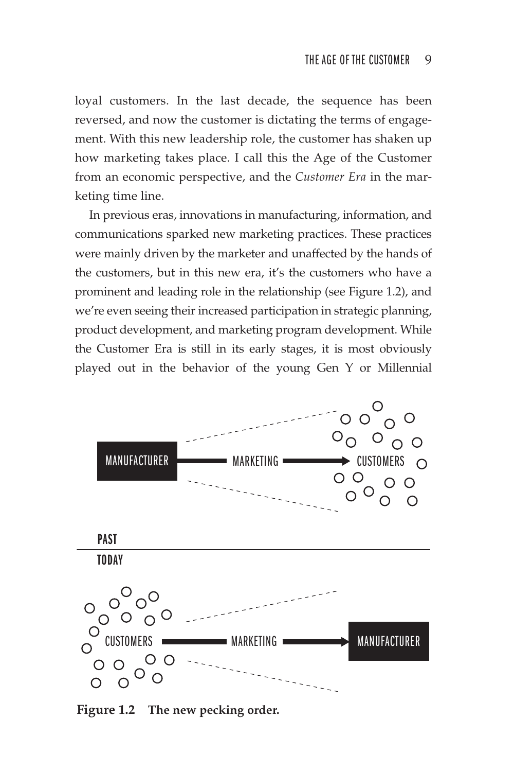loyal customers. In the last decade, the sequence has been reversed, and now the customer is dictating the terms of engagement. With this new leadership role, the customer has shaken up how marketing takes place. I call this the Age of the Customer from an economic perspective, and the *Customer Era* in the marketing time line.

In previous eras, innovations in manufacturing, information, and communications sparked new marketing practices. These practices were mainly driven by the marketer and unaffected by the hands of the customers, but in this new era, it's the customers who have a prominent and leading role in the relationship (see Figure 1.2), and we're even seeing their increased participation in strategic planning, product development, and marketing program development. While the Customer Era is still in its early stages, it is most obviously played out in the behavior of the young Gen Y or Millennial

MANUFACTURER — MARKETING → CUSTOMERS

PAST

TODAY

CUSTOMERS — MARKETING → MANUFACTURER

**Figure 1.2 The new pecking order.**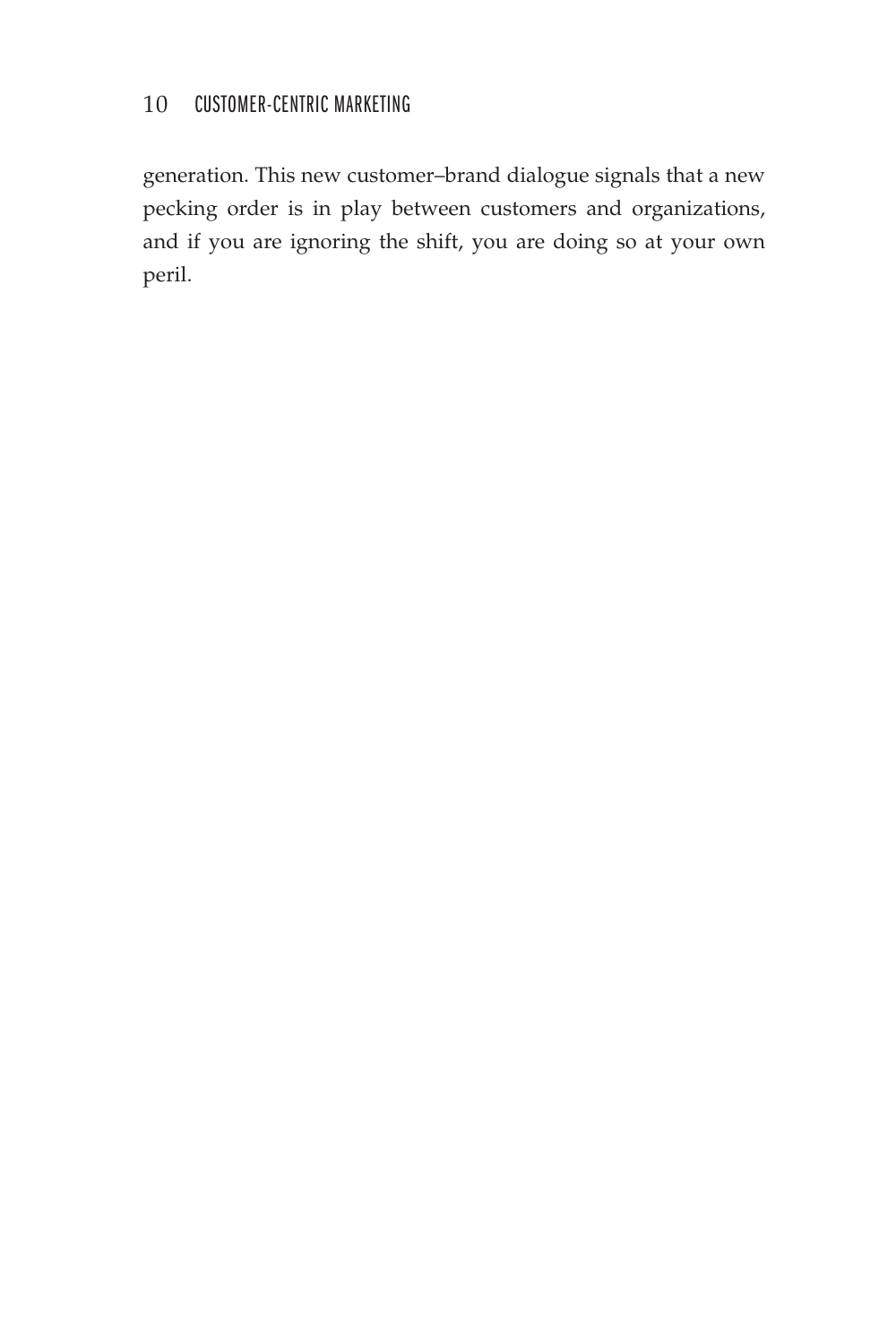generation. This new customer–brand dialogue signals that a new pecking order is in play between customers and organizations, and if you are ignoring the shift, you are doing so at your own peril.